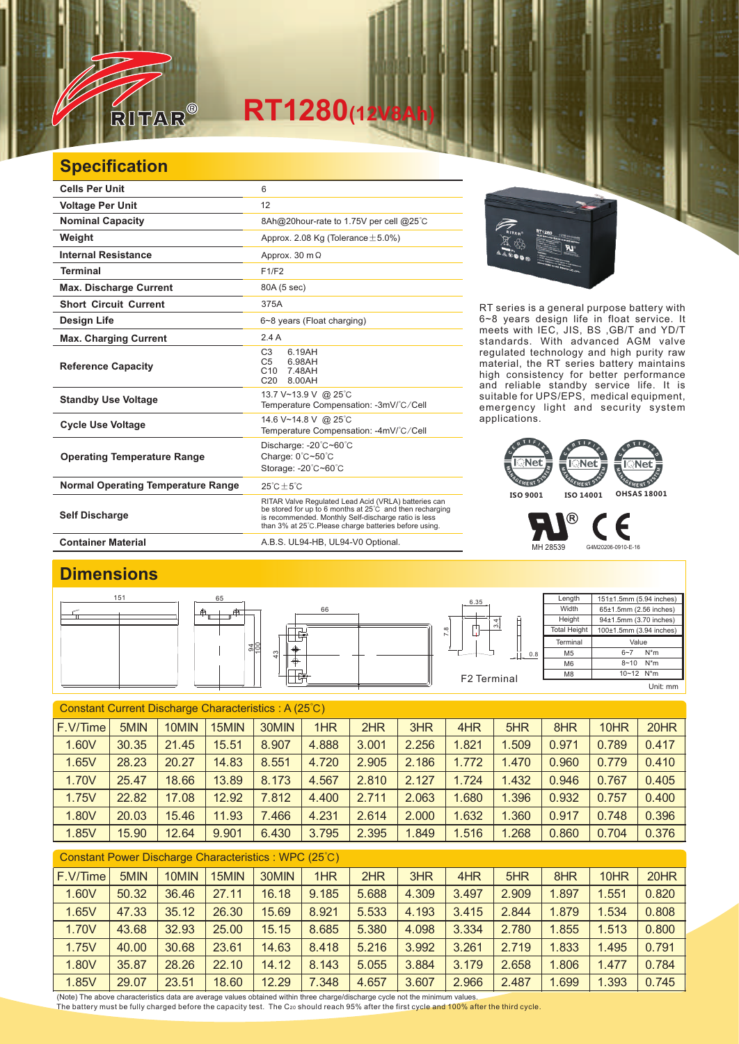# RITAR® RT1280(12V8Ah)

## Specification

| | |
|---|---|
| **Cells Per Unit** | 6 |
| **Voltage Per Unit** | 12 |
| **Nominal Capacity** | 8Ah@20hour-rate to 1.75V per cell @25℃ |
| **Weight** | Approx. 2.08 Kg (Tolerance±5.0%) |
| **Internal Resistance** | Approx. 30 mΩ |
| **Terminal** | F1/F2 |
| **Max. Discharge Current** | 80A (5 sec) |
| **Short Circuit Current** | 375A |
| **Design Life** | 6~8 years (Float charging) |
| **Max. Charging Current** | 2.4 A |
| **Reference Capacity** | C3 6.19AH<br>C5 6.98AH<br>C10 7.48AH<br>C20 8.00AH |
| **Standby Use Voltage** | 13.7 V~13.9 V @ 25℃<br>Temperature Compensation: -3mV/℃/Cell |
| **Cycle Use Voltage** | 14.6 V~14.8 V @ 25℃<br>Temperature Compensation: -4mV/℃/Cell |
| **Operating Temperature Range** | Discharge: -20℃~60℃<br>Charge: 0℃~50℃<br>Storage: -20℃~60℃ |
| **Normal Operating Temperature Range** | 25℃±5℃ |
| **Self Discharge** | RITAR Valve Regulated Lead Acid (VRLA) batteries can be stored for up to 6 months at 25℃ and then recharging is recommended. Monthly Self-discharge ratio is less than 3% at 25℃.Please charge batteries before using. |
| **Container Material** | A.B.S. UL94-HB, UL94-V0 Optional. |

RT series is a general purpose battery with 6~8 years design life in float service. It meets with IEC, JIS, BS ,GB/T and YD/T standards. With advanced AGM valve regulated technology and high purity raw material, the RT series battery maintains high consistency for better performance and reliable standby service life. It is suitable for UPS/EPS, medical equipment, emergency light and security system applications.

ISO 9001 ISO 14001 OHSAS 18001

MH 28539 G4M20206-0910-E-16

## Dimensions

| | |
|---|---|
| Length | 151±1.5mm (5.94 inches) |
| Width | 65±1.5mm (2.56 inches) |
| Height | 94±1.5mm (3.70 inches) |
| Total Height | 100±1.5mm (3.94 inches) |

| Terminal | Value |
|---|---|
| M5 | 6~7 N*m |
| M6 | 8~10 N*m |
| M8 | 10~12 N*m |

F2 Terminal

Unit: mm

### Constant Current Discharge Characteristics : A (25℃)

| F.V/Time | 5MIN | 10MIN | 15MIN | 30MIN | 1HR | 2HR | 3HR | 4HR | 5HR | 8HR | 10HR | 20HR |
|---|---|---|---|---|---|---|---|---|---|---|---|---|
| 1.60V | 30.35 | 21.45 | 15.51 | 8.907 | 4.888 | 3.001 | 2.256 | 1.821 | 1.509 | 0.971 | 0.789 | 0.417 |
| 1.65V | 28.23 | 20.27 | 14.83 | 8.551 | 4.720 | 2.905 | 2.186 | 1.772 | 1.470 | 0.960 | 0.779 | 0.410 |
| 1.70V | 25.47 | 18.66 | 13.89 | 8.173 | 4.567 | 2.810 | 2.127 | 1.724 | 1.432 | 0.946 | 0.767 | 0.405 |
| 1.75V | 22.82 | 17.08 | 12.92 | 7.812 | 4.400 | 2.711 | 2.063 | 1.680 | 1.396 | 0.932 | 0.757 | 0.400 |
| 1.80V | 20.03 | 15.46 | 11.93 | 7.466 | 4.231 | 2.614 | 2.000 | 1.632 | 1.360 | 0.917 | 0.748 | 0.396 |
| 1.85V | 15.90 | 12.64 | 9.901 | 6.430 | 3.795 | 2.395 | 1.849 | 1.516 | 1.268 | 0.860 | 0.704 | 0.376 |

### Constant Power Discharge Characteristics : WPC (25℃)

| F.V/Time | 5MIN | 10MIN | 15MIN | 30MIN | 1HR | 2HR | 3HR | 4HR | 5HR | 8HR | 10HR | 20HR |
|---|---|---|---|---|---|---|---|---|---|---|---|---|
| 1.60V | 50.32 | 36.46 | 27.11 | 16.18 | 9.185 | 5.688 | 4.309 | 3.497 | 2.909 | 1.897 | 1.551 | 0.820 |
| 1.65V | 47.33 | 35.12 | 26.30 | 15.69 | 8.921 | 5.533 | 4.193 | 3.415 | 2.844 | 1.879 | 1.534 | 0.808 |
| 1.70V | 43.68 | 32.93 | 25.00 | 15.15 | 8.685 | 5.380 | 4.098 | 3.334 | 2.780 | 1.855 | 1.513 | 0.800 |
| 1.75V | 40.00 | 30.68 | 23.61 | 14.63 | 8.418 | 5.216 | 3.992 | 3.261 | 2.719 | 1.833 | 1.495 | 0.791 |
| 1.80V | 35.87 | 28.26 | 22.10 | 14.12 | 8.143 | 5.055 | 3.884 | 3.179 | 2.658 | 1.806 | 1.477 | 0.784 |
| 1.85V | 29.07 | 23.51 | 18.60 | 12.29 | 7.348 | 4.657 | 3.607 | 2.966 | 2.487 | 1.699 | 1.393 | 0.745 |

(Note) The above characteristics data are average values obtained within three charge/discharge cycle not the minimum values.
The battery must be fully charged before the capacity test. The $C_{20}$ should reach 95% after the first cycle and 100% after the third cycle.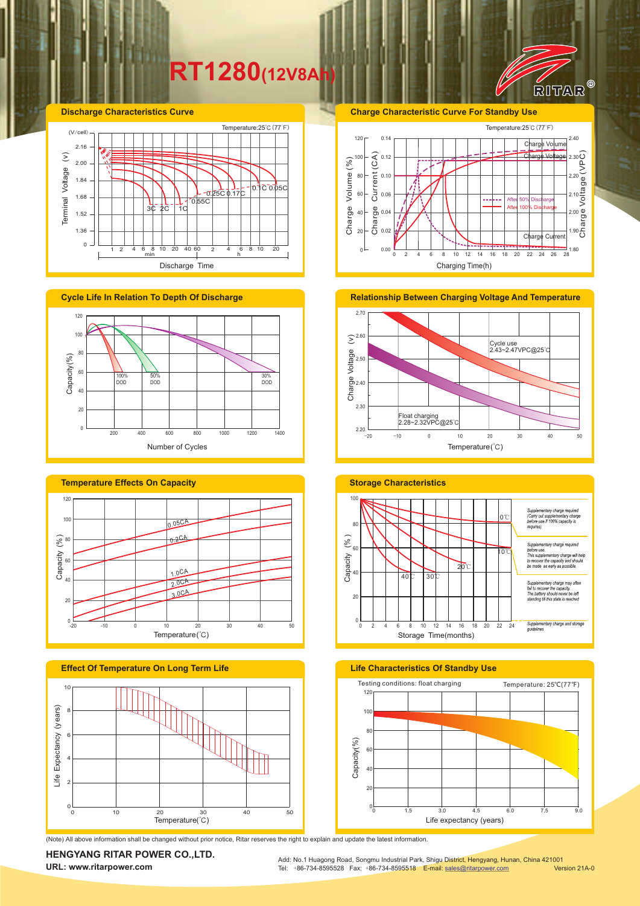# RT1280(12V8Ah)

RITAR®

## Discharge Characteristics Curve

Temperature:25°C (77°F)

(V/cell)

Terminal Voltage (v)

2.16
2.00
1.84
1.68
1.52
1.36
0

3C 2C 1C 0.55C 0.25C 0.17C 0.1C 0.05C

1 2 4 6 8 10 20 40 60 2 4 6 8 10 20

min h

Discharge Time

## Charge Characteristic Curve For Standby Use

Temperature:25°C (77°F)

Charge Volume (%)

Charge Current (CA)

Charge Voltage (VPC)

120 100 80 60 40 20 0

0.14 0.12 0.10 0.06 0.04 0.02 0.00

2.40 2.30 2.20 2.10 2.00 1.90 1.80

Charge Volume

Charge Voltage

After 50% Discharge

After 100% Discharge

Charge Current

0 2 4 6 8 10 12 14 16 18 20 22 24 26 28

Charging Time(h)

## Cycle Life In Relation To Depth Of Discharge

Capacity(%)

120 100 80 60 40 20 0

100% DOD

50% DOD

30% DOD

200 400 600 800 1000 1200 1400

Number of Cycles

## Relationship Between Charging Voltage And Temperature

Charge Voltage (v)

2.70 2.60 2.50 2.40 2.30 2.20

Cycle use
2.43~2.47VPC@25°C

Float charging
2.28~2.32VPC@25°C

−20 −10 0 10 20 30 40 50

Temperature(°C)

## Temperature Effects On Capacity

Capacity (%)

120 100 80 60 40 20 0

0.05CA
0.2CA
1.0CA
2.0CA
3.0CA

-20 -10 0 10 20 30 40 50

Temperature(°C)

## Storage Characteristics

Capacity (%)

100 80 60 40 20 0

0°C
10°C
20°C
30°C
40°C

0 2 4 6 8 10 12 14 16 18 20 22 24

Storage Time(months)

*Supplementary charge required (Carry out supplementary charge before use if 100% capacity is requires)*

*Supplementary charge required before use. This supplementary charge will help to recover the capacity and should be made as early as possible.*

*Supplementary charge may often fail to recover the capacity. The battery should never be left standing till this state is reached*

*Supplementary charge and storage guidelines*

## Effect Of Temperature On Long Term Life

Life Expectancy (years)

10 8 6 4 2 0

0 10 20 30 40 50

Temperature(°C)

## Life Characteristics Of Standby Use

Testing conditions: float charging

Temperature: 25°C(77°F)

Capacity(%)

120 100 80 60 40 20 0

0 1.5 3.0 4.5 6.0 7.5 9.0

Life expectancy (years)

(Note) All above information shall be changed without prior notice, Ritar reserves the right to explain and update the latest information.

**HENGYANG RITAR POWER CO.,LTD.**

**URL: www.ritarpower.com**

Add: No.1 Huagong Road, Songmu Industrial Park, Shigu District, Hengyang, Hunan, China 421001

Tel: +86-734-8595528 Fax: +86-734-8595518 E-mail: sales@ritarpower.com

Version 21A-0